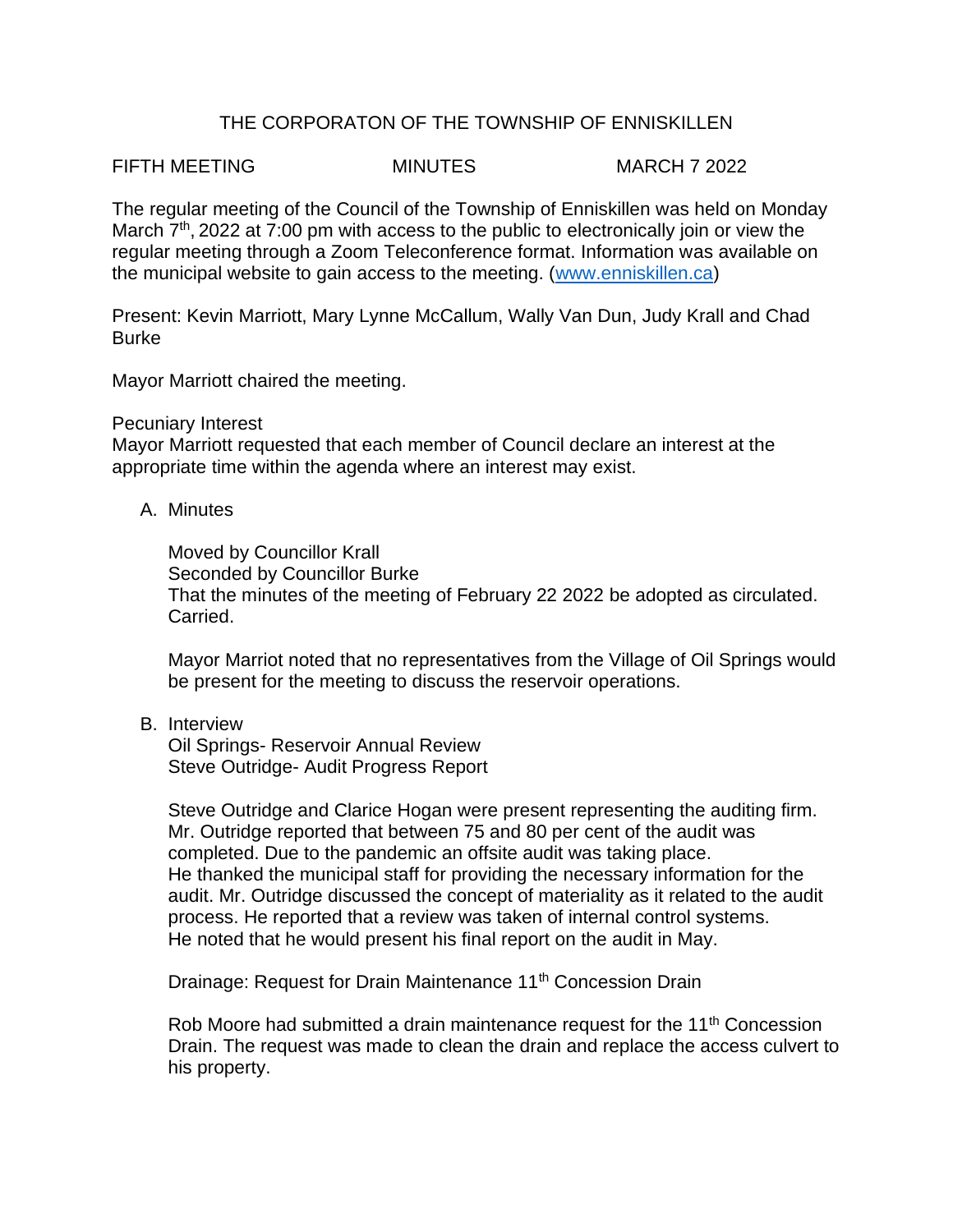THE CORPORATON OF THE TOWNSHIP OF ENNISKILLEN

FIFTH MEETING MINUTES MARCH 7 2022

The regular meeting of the Council of the Township of Enniskillen was held on Monday March 7th, 2022 at 7:00 pm with access to the public to electronically join or view the regular meeting through a Zoom Teleconference format. Information was available on the municipal website to gain access to the meeting. (www.enniskillen.ca)

Present: Kevin Marriott, Mary Lynne McCallum, Wally Van Dun, Judy Krall and Chad Burke

Mayor Marriott chaired the meeting.

Pecuniary Interest
Mayor Marriott requested that each member of Council declare an interest at the appropriate time within the agenda where an interest may exist.

A. Minutes

Moved by Councillor Krall
Seconded by Councillor Burke
That the minutes of the meeting of February 22 2022 be adopted as circulated.
Carried.

Mayor Marriot noted that no representatives from the Village of Oil Springs would be present for the meeting to discuss the reservoir operations.

B. Interview
Oil Springs- Reservoir Annual Review
Steve Outridge- Audit Progress Report

Steve Outridge and Clarice Hogan were present representing the auditing firm. Mr. Outridge reported that between 75 and 80 per cent of the audit was completed. Due to the pandemic an offsite audit was taking place.
He thanked the municipal staff for providing the necessary information for the audit. Mr. Outridge discussed the concept of materiality as it related to the audit process. He reported that a review was taken of internal control systems.
He noted that he would present his final report on the audit in May.

Drainage: Request for Drain Maintenance 11th Concession Drain

Rob Moore had submitted a drain maintenance request for the 11th Concession Drain. The request was made to clean the drain and replace the access culvert to his property.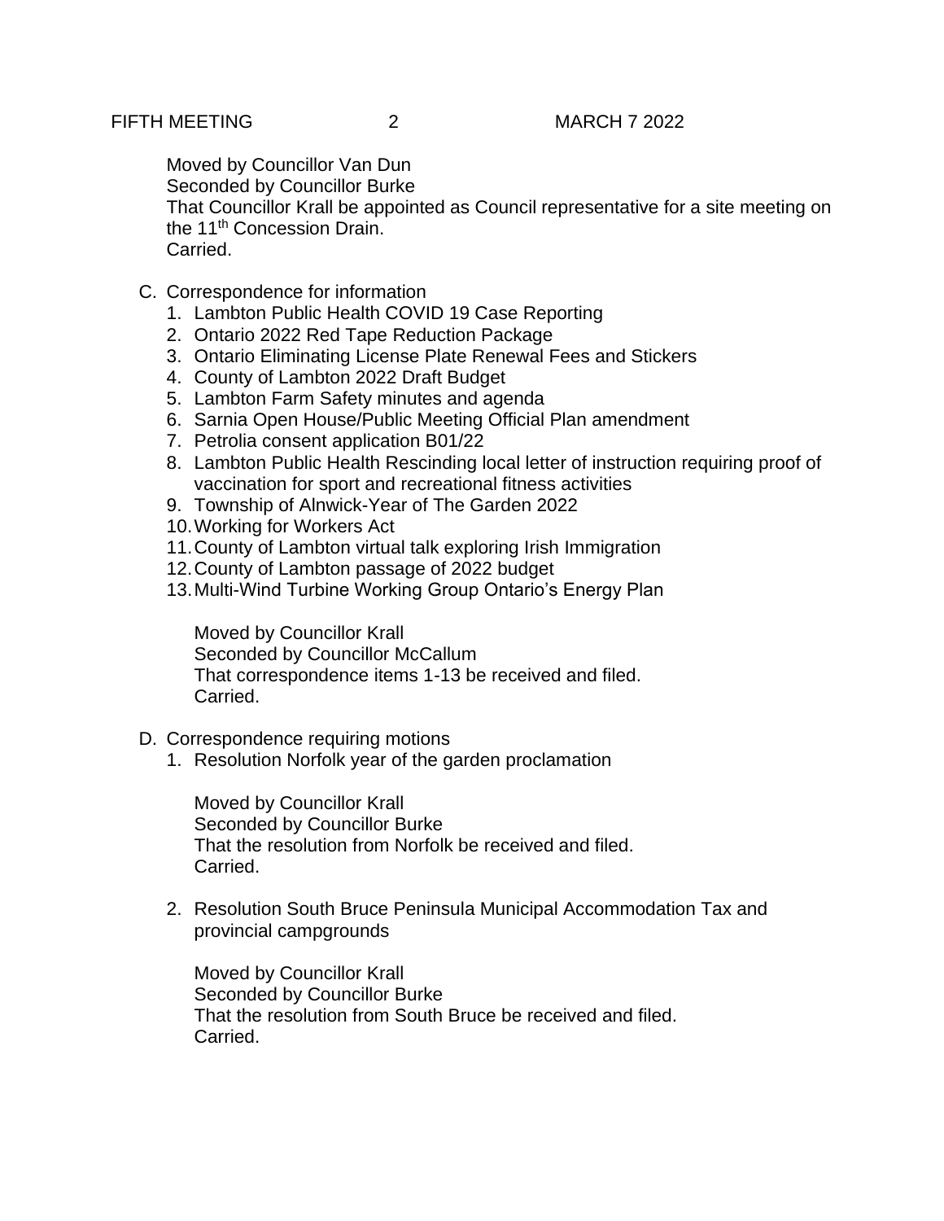Moved by Councillor Van Dun
Seconded by Councillor Burke
That Councillor Krall be appointed as Council representative for a site meeting on the 11th Concession Drain.
Carried.

C. Correspondence for information

1. Lambton Public Health COVID 19 Case Reporting
2. Ontario 2022 Red Tape Reduction Package
3. Ontario Eliminating License Plate Renewal Fees and Stickers
4. County of Lambton 2022 Draft Budget
5. Lambton Farm Safety minutes and agenda
6. Sarnia Open House/Public Meeting Official Plan amendment
7. Petrolia consent application B01/22
8. Lambton Public Health Rescinding local letter of instruction requiring proof of vaccination for sport and recreational fitness activities
9. Township of Alnwick-Year of The Garden 2022
10. Working for Workers Act
11. County of Lambton virtual talk exploring Irish Immigration
12. County of Lambton passage of 2022 budget
13. Multi-Wind Turbine Working Group Ontario's Energy Plan

Moved by Councillor Krall
Seconded by Councillor McCallum
That correspondence items 1-13 be received and filed.
Carried.

D. Correspondence requiring motions

1. Resolution Norfolk year of the garden proclamation

Moved by Councillor Krall
Seconded by Councillor Burke
That the resolution from Norfolk be received and filed.
Carried.

2. Resolution South Bruce Peninsula Municipal Accommodation Tax and provincial campgrounds

Moved by Councillor Krall
Seconded by Councillor Burke
That the resolution from South Bruce be received and filed.
Carried.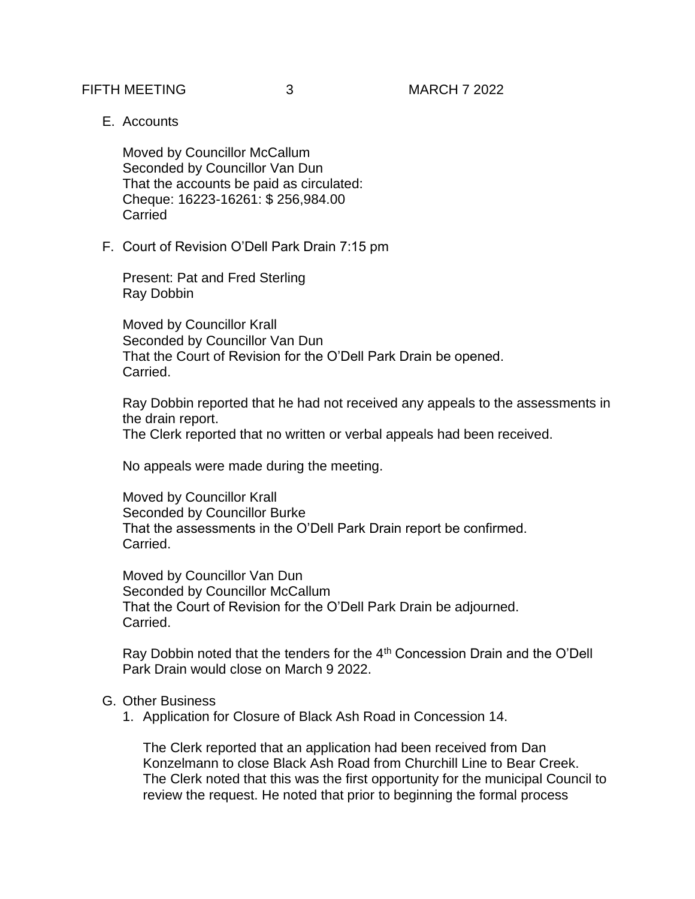E. Accounts

   Moved by Councillor McCallum
   Seconded by Councillor Van Dun
   That the accounts be paid as circulated:
   Cheque: 16223-16261: $ 256,984.00
   Carried

F. Court of Revision O'Dell Park Drain 7:15 pm

   Present: Pat and Fred Sterling
   Ray Dobbin

   Moved by Councillor Krall
   Seconded by Councillor Van Dun
   That the Court of Revision for the O'Dell Park Drain be opened.
   Carried.

   Ray Dobbin reported that he had not received any appeals to the assessments in the drain report.
   The Clerk reported that no written or verbal appeals had been received.

   No appeals were made during the meeting.

   Moved by Councillor Krall
   Seconded by Councillor Burke
   That the assessments in the O'Dell Park Drain report be confirmed.
   Carried.

   Moved by Councillor Van Dun
   Seconded by Councillor McCallum
   That the Court of Revision for the O'Dell Park Drain be adjourned.
   Carried.

   Ray Dobbin noted that the tenders for the 4th Concession Drain and the O'Dell Park Drain would close on March 9 2022.

G. Other Business
   1. Application for Closure of Black Ash Road in Concession 14.

      The Clerk reported that an application had been received from Dan Konzelmann to close Black Ash Road from Churchill Line to Bear Creek. The Clerk noted that this was the first opportunity for the municipal Council to review the request. He noted that prior to beginning the formal process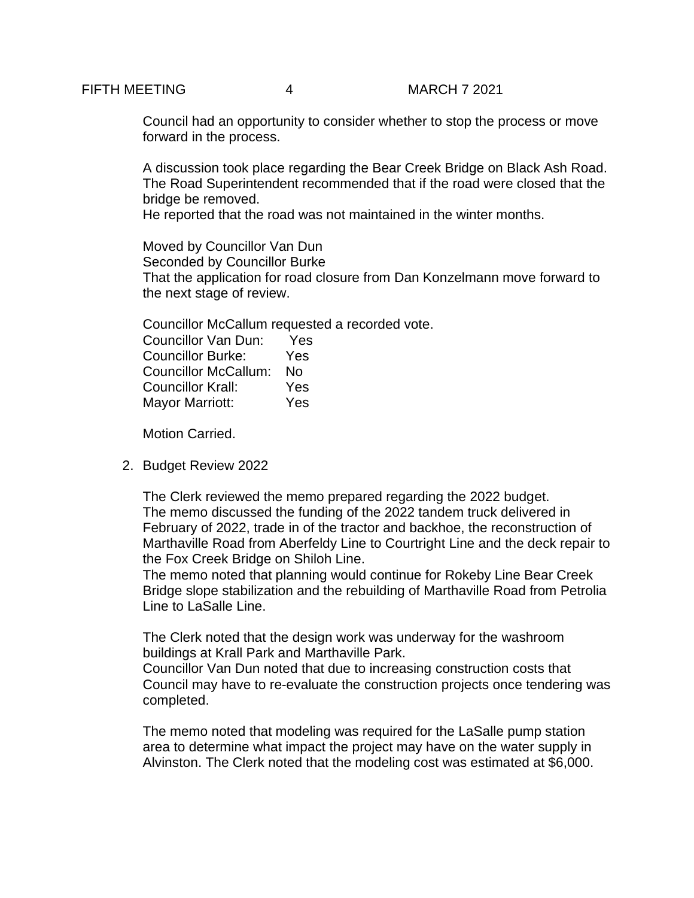Council had an opportunity to consider whether to stop the process or move forward in the process.

A discussion took place regarding the Bear Creek Bridge on Black Ash Road. The Road Superintendent recommended that if the road were closed that the bridge be removed.
He reported that the road was not maintained in the winter months.

Moved by Councillor Van Dun
Seconded by Councillor Burke
That the application for road closure from Dan Konzelmann move forward to the next stage of review.

Councillor McCallum requested a recorded vote.
Councillor Van Dun: Yes
Councillor Burke: Yes
Councillor McCallum: No
Councillor Krall: Yes
Mayor Marriott: Yes

Motion Carried.

2. Budget Review 2022

The Clerk reviewed the memo prepared regarding the 2022 budget.
The memo discussed the funding of the 2022 tandem truck delivered in February of 2022, trade in of the tractor and backhoe, the reconstruction of Marthaville Road from Aberfeldy Line to Courtright Line and the deck repair to the Fox Creek Bridge on Shiloh Line.
The memo noted that planning would continue for Rokeby Line Bear Creek Bridge slope stabilization and the rebuilding of Marthaville Road from Petrolia Line to LaSalle Line.

The Clerk noted that the design work was underway for the washroom buildings at Krall Park and Marthaville Park.
Councillor Van Dun noted that due to increasing construction costs that Council may have to re-evaluate the construction projects once tendering was completed.

The memo noted that modeling was required for the LaSalle pump station area to determine what impact the project may have on the water supply in Alvinston. The Clerk noted that the modeling cost was estimated at $6,000.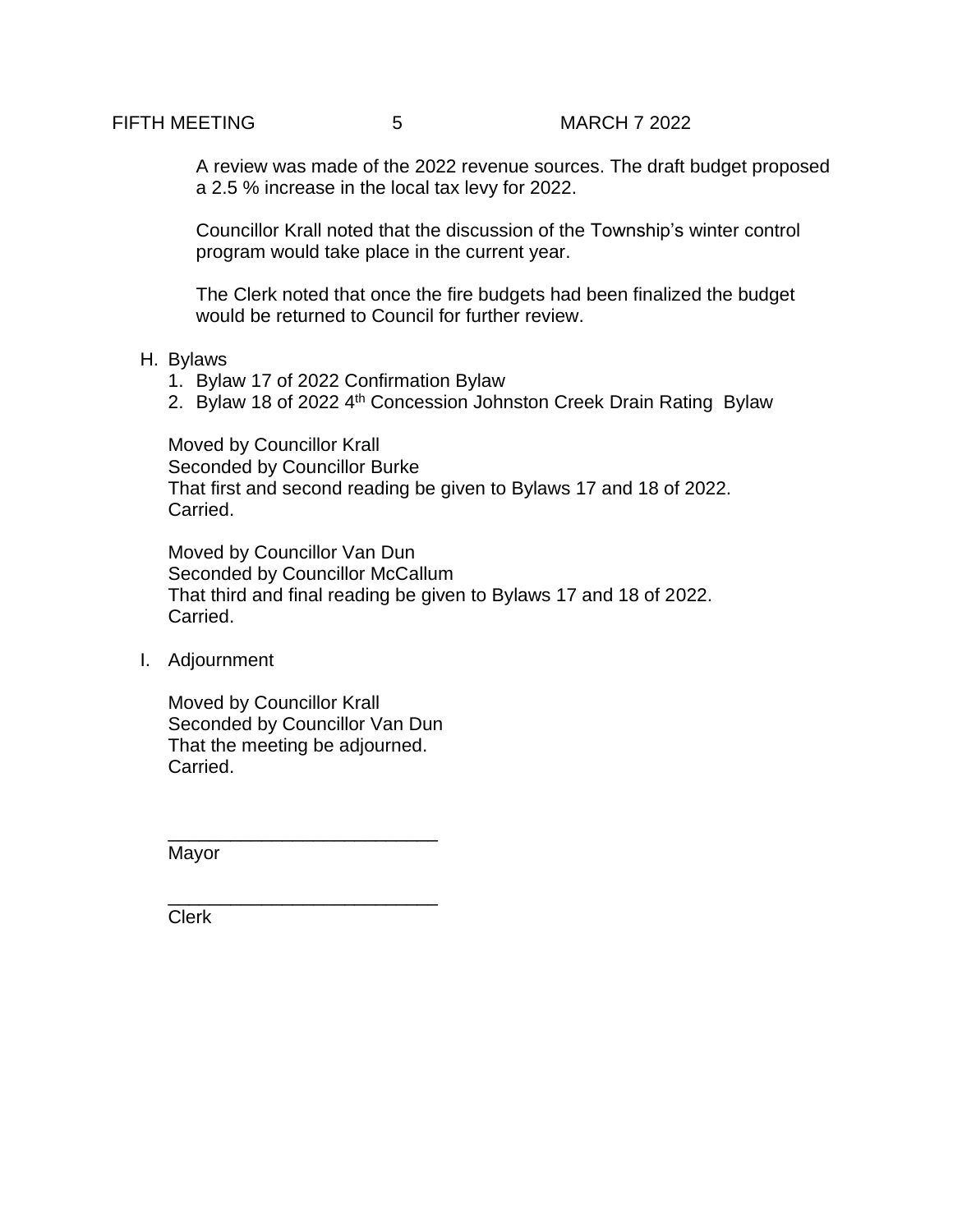A review was made of the 2022 revenue sources. The draft budget proposed a 2.5 % increase in the local tax levy for 2022.

Councillor Krall noted that the discussion of the Township's winter control program would take place in the current year.

The Clerk noted that once the fire budgets had been finalized the budget would be returned to Council for further review.

H. Bylaws

1. Bylaw 17 of 2022 Confirmation Bylaw
2. Bylaw 18 of 2022 4th Concession Johnston Creek Drain Rating Bylaw

Moved by Councillor Krall
Seconded by Councillor Burke
That first and second reading be given to Bylaws 17 and 18 of 2022.
Carried.

Moved by Councillor Van Dun
Seconded by Councillor McCallum
That third and final reading be given to Bylaws 17 and 18 of 2022.
Carried.

I. Adjournment

Moved by Councillor Krall
Seconded by Councillor Van Dun
That the meeting be adjourned.
Carried.

___________________________
Mayor

___________________________
Clerk